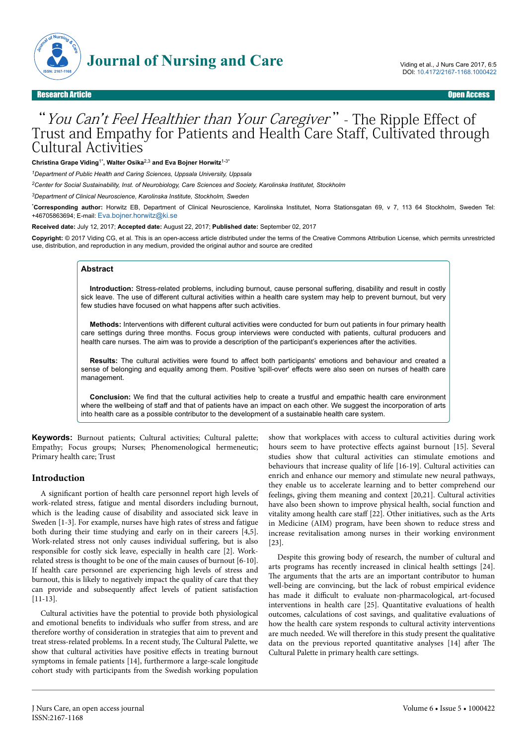Research Article | Open Access

# "*You Can't Feel Healthier than Your Caregiver*" - The Ripple Effect of Trust and Empathy for Patients and Health Care Staff, Cultivated through Cultural Activities

**Christina Grape Viding[1*], Walter Osika[2,3] and Eva Bojner Horwitz[1-3*]**

*[1]Department of Public Health and Caring Sciences, Uppsala University, Uppsala*

*[2]Center for Social Sustainability, Inst. of Neurobiology, Care Sciences and Society, Karolinska Institutet, Stockholm*

*[3]Department of Clinical Neuroscience, Karolinska Institute, Stockholm, Sweden*

**\*Corresponding author:** Horwitz EB, Department of Clinical Neuroscience, Karolinska Institutet, Norra Stationsgatan 69, v 7, 113 64 Stockholm, Sweden Tel: +46705863694; E-mail: Eva.bojner.horwitz@ki.se

**Received date:** July 12, 2017; **Accepted date:** August 22, 2017; **Published date:** September 02, 2017

**Copyright:** © 2017 Viding CG, et al. This is an open-access article distributed under the terms of the Creative Commons Attribution License, which permits unrestricted use, distribution, and reproduction in any medium, provided the original author and source are credited

## Abstract

**Introduction:** Stress-related problems, including burnout, cause personal suffering, disability and result in costly sick leave. The use of different cultural activities within a health care system may help to prevent burnout, but very few studies have focused on what happens after such activities.

**Methods:** Interventions with different cultural activities were conducted for burn out patients in four primary health care settings during three months. Focus group interviews were conducted with patients, cultural producers and health care nurses. The aim was to provide a description of the participant's experiences after the activities.

**Results:** The cultural activities were found to affect both participants' emotions and behaviour and created a sense of belonging and equality among them. Positive 'spill-over' effects were also seen on nurses of health care management.

**Conclusion:** We find that the cultural activities help to create a trustful and empathic health care environment where the wellbeing of staff and that of patients have an impact on each other. We suggest the incorporation of arts into health care as a possible contributor to the development of a sustainable health care system.

**Keywords:** Burnout patients; Cultural activities; Cultural palette; Empathy; Focus groups; Nurses; Phenomenological hermeneutic; Primary health care; Trust

## Introduction

A significant portion of health care personnel report high levels of work-related stress, fatigue and mental disorders including burnout, which is the leading cause of disability and associated sick leave in Sweden [1-3]. For example, nurses have high rates of stress and fatigue both during their time studying and early on in their careers [4,5]. Work-related stress not only causes individual suffering, but is also responsible for costly sick leave, especially in health care [2]. Work-related stress is thought to be one of the main causes of burnout [6-10]. If health care personnel are experiencing high levels of stress and burnout, this is likely to negatively impact the quality of care that they can provide and subsequently affect levels of patient satisfaction [11-13].

Cultural activities have the potential to provide both physiological and emotional benefits to individuals who suffer from stress, and are therefore worthy of consideration in strategies that aim to prevent and treat stress-related problems. In a recent study, The Cultural Palette, we show that cultural activities have positive effects in treating burnout symptoms in female patients [14], furthermore a large-scale longitude cohort study with participants from the Swedish working population show that workplaces with access to cultural activities during work hours seem to have protective effects against burnout [15]. Several studies show that cultural activities can stimulate emotions and behaviours that increase quality of life [16-19]. Cultural activities can enrich and enhance our memory and stimulate new neural pathways, they enable us to accelerate learning and to better comprehend our feelings, giving them meaning and context [20,21]. Cultural activities have also been shown to improve physical health, social function and vitality among health care staff [22]. Other initiatives, such as the Arts in Medicine (AIM) program, have been shown to reduce stress and increase revitalisation among nurses in their working environment [23].

Despite this growing body of research, the number of cultural and arts programs has recently increased in clinical health settings [24]. The arguments that the arts are an important contributor to human well-being are convincing, but the lack of robust empirical evidence has made it difficult to evaluate non-pharmacological, art-focused interventions in health care [25]. Quantitative evaluations of health outcomes, calculations of cost savings, and qualitative evaluations of how the health care system responds to cultural activity interventions are much needed. We will therefore in this study present the qualitative data on the previous reported quantitative analyses [14] after The Cultural Palette in primary health care settings.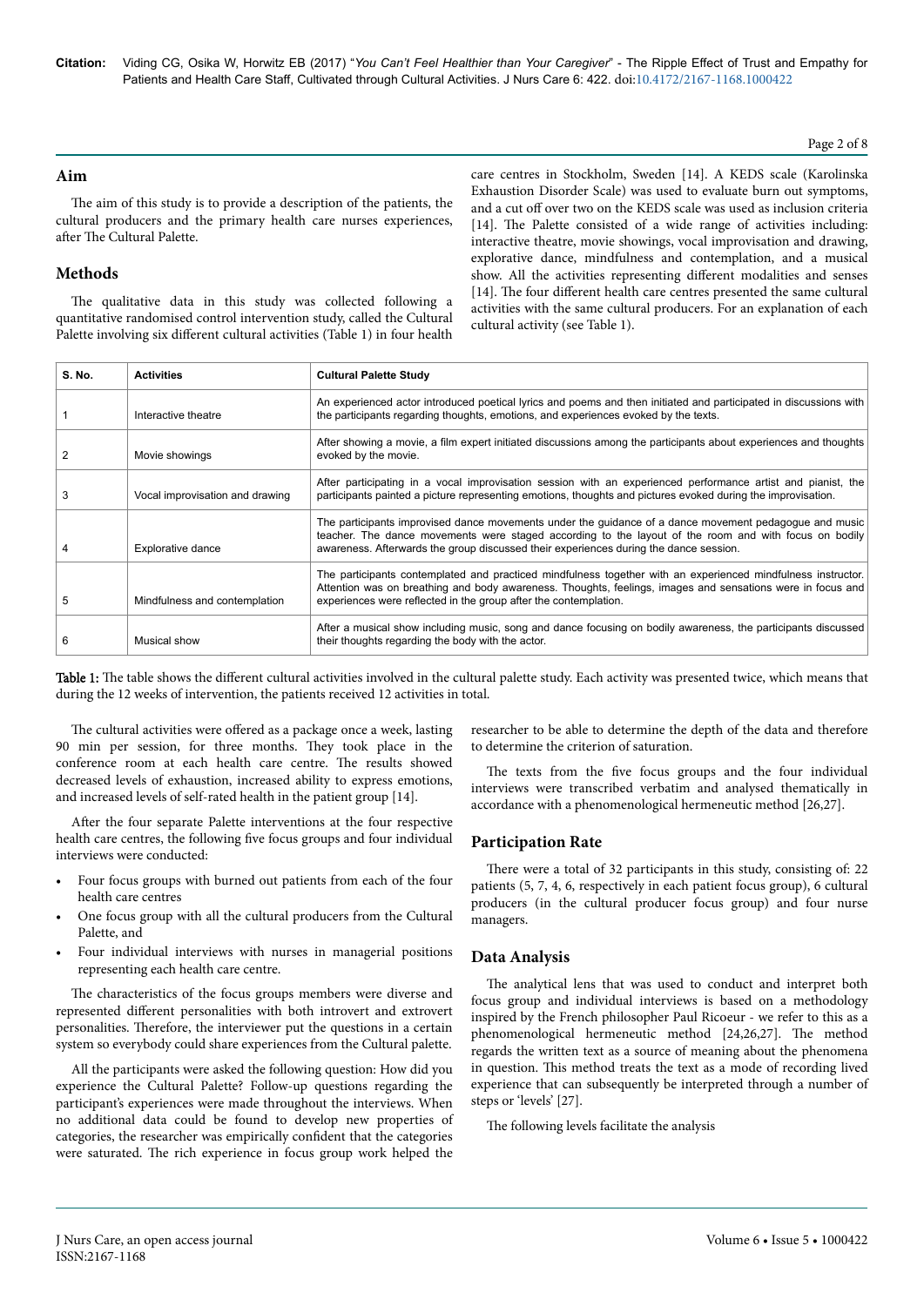## Aim

The aim of this study is to provide a description of the patients, the cultural producers and the primary health care nurses experiences, after The Cultural Palette.

## Methods

The qualitative data in this study was collected following a quantitative randomised control intervention study, called the Cultural Palette involving six different cultural activities (Table 1) in four health care centres in Stockholm, Sweden [14]. A KEDS scale (Karolinska Exhaustion Disorder Scale) was used to evaluate burn out symptoms, and a cut off over two on the KEDS scale was used as inclusion criteria [14]. The Palette consisted of a wide range of activities including: interactive theatre, movie showings, vocal improvisation and drawing, explorative dance, mindfulness and contemplation, and a musical show. All the activities representing different modalities and senses [14]. The four different health care centres presented the same cultural activities with the same cultural producers. For an explanation of each cultural activity (see Table 1).

| S. No. | Activities | Cultural Palette Study |
|---|---|---|
| 1 | Interactive theatre | An experienced actor introduced poetical lyrics and poems and then initiated and participated in discussions with the participants regarding thoughts, emotions, and experiences evoked by the texts. |
| 2 | Movie showings | After showing a movie, a film expert initiated discussions among the participants about experiences and thoughts evoked by the movie. |
| 3 | Vocal improvisation and drawing | After participating in a vocal improvisation session with an experienced performance artist and pianist, the participants painted a picture representing emotions, thoughts and pictures evoked during the improvisation. |
| 4 | Explorative dance | The participants improvised dance movements under the guidance of a dance movement pedagogue and music teacher. The dance movements were staged according to the layout of the room and with focus on bodily awareness. Afterwards the group discussed their experiences during the dance session. |
| 5 | Mindfulness and contemplation | The participants contemplated and practiced mindfulness together with an experienced mindfulness instructor. Attention was on breathing and body awareness. Thoughts, feelings, images and sensations were in focus and experiences were reflected in the group after the contemplation. |
| 6 | Musical show | After a musical show including music, song and dance focusing on bodily awareness, the participants discussed their thoughts regarding the body with the actor. |

**Table 1:** The table shows the different cultural activities involved in the cultural palette study. Each activity was presented twice, which means that during the 12 weeks of intervention, the patients received 12 activities in total.

The cultural activities were offered as a package once a week, lasting 90 min per session, for three months. They took place in the conference room at each health care centre. The results showed decreased levels of exhaustion, increased ability to express emotions, and increased levels of self-rated health in the patient group [14].

After the four separate Palette interventions at the four respective health care centres, the following five focus groups and four individual interviews were conducted:

- Four focus groups with burned out patients from each of the four health care centres
- One focus group with all the cultural producers from the Cultural Palette, and
- Four individual interviews with nurses in managerial positions representing each health care centre.

The characteristics of the focus groups members were diverse and represented different personalities with both introvert and extrovert personalities. Therefore, the interviewer put the questions in a certain system so everybody could share experiences from the Cultural palette.

All the participants were asked the following question: How did you experience the Cultural Palette? Follow-up questions regarding the participant's experiences were made throughout the interviews. When no additional data could be found to develop new properties of categories, the researcher was empirically confident that the categories were saturated. The rich experience in focus group work helped the researcher to be able to determine the depth of the data and therefore to determine the criterion of saturation.

The texts from the five focus groups and the four individual interviews were transcribed verbatim and analysed thematically in accordance with a phenomenological hermeneutic method [26,27].

## Participation Rate

There were a total of 32 participants in this study, consisting of: 22 patients (5, 7, 4, 6, respectively in each patient focus group), 6 cultural producers (in the cultural producer focus group) and four nurse managers.

## Data Analysis

The analytical lens that was used to conduct and interpret both focus group and individual interviews is based on a methodology inspired by the French philosopher Paul Ricoeur - we refer to this as a phenomenological hermeneutic method [24,26,27]. The method regards the written text as a source of meaning about the phenomena in question. This method treats the text as a mode of recording lived experience that can subsequently be interpreted through a number of steps or 'levels' [27].

The following levels facilitate the analysis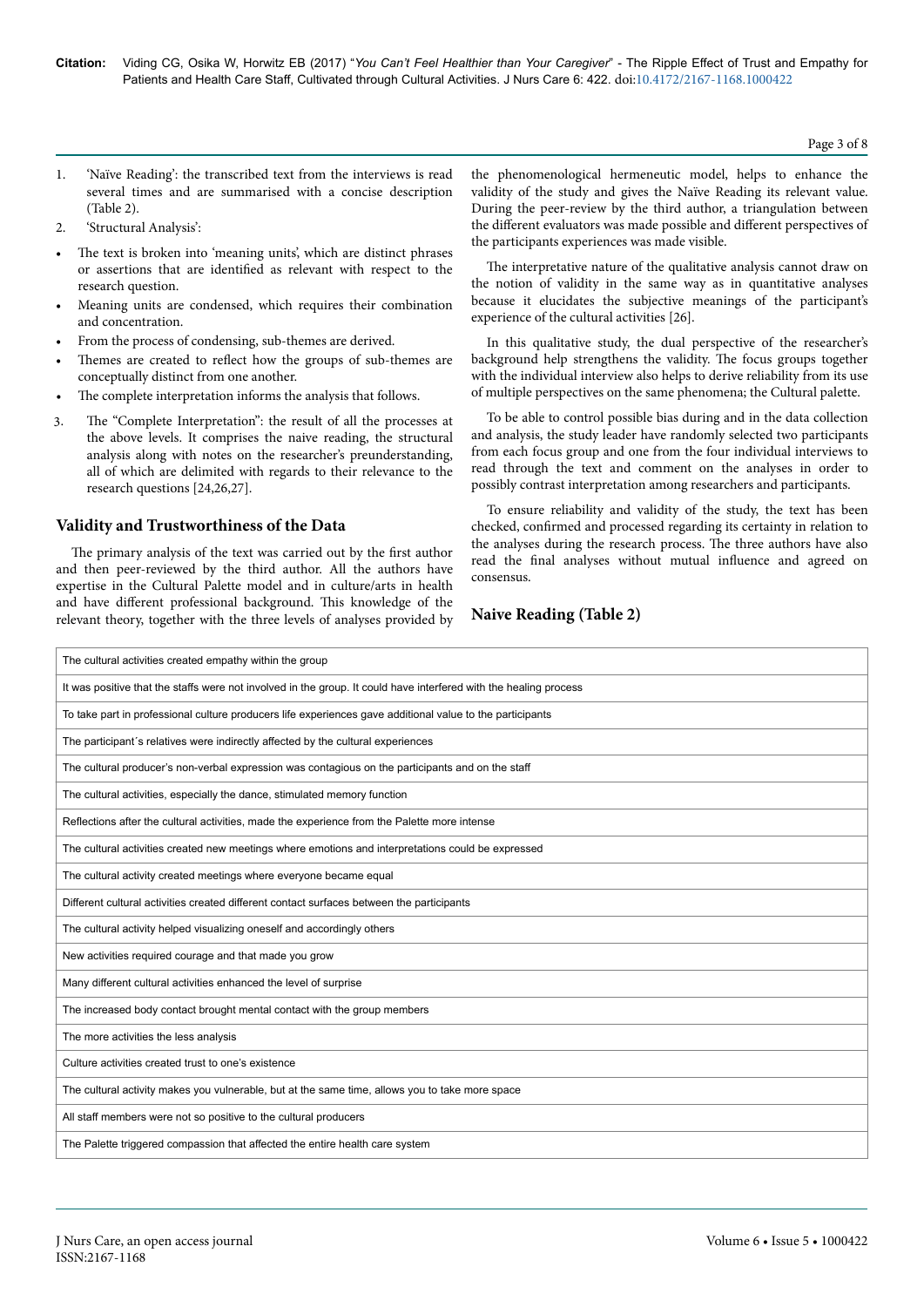1. 'Naïve Reading': the transcribed text from the interviews is read several times and are summarised with a concise description (Table 2).
2. 'Structural Analysis':

- The text is broken into 'meaning units', which are distinct phrases or assertions that are identified as relevant with respect to the research question.
- Meaning units are condensed, which requires their combination and concentration.
- From the process of condensing, sub-themes are derived.
- Themes are created to reflect how the groups of sub-themes are conceptually distinct from one another.
- The complete interpretation informs the analysis that follows.

3. The "Complete Interpretation": the result of all the processes at the above levels. It comprises the naive reading, the structural analysis along with notes on the researcher's preunderstanding, all of which are delimited with regards to their relevance to the research questions [24,26,27].

## Validity and Trustworthiness of the Data

The primary analysis of the text was carried out by the first author and then peer-reviewed by the third author. All the authors have expertise in the Cultural Palette model and in culture/arts in health and have different professional background. This knowledge of the relevant theory, together with the three levels of analyses provided by the phenomenological hermeneutic model, helps to enhance the validity of the study and gives the Naïve Reading its relevant value. During the peer-review by the third author, a triangulation between the different evaluators was made possible and different perspectives of the participants experiences was made visible.

The interpretative nature of the qualitative analysis cannot draw on the notion of validity in the same way as in quantitative analyses because it elucidates the subjective meanings of the participant's experience of the cultural activities [26].

In this qualitative study, the dual perspective of the researcher's background help strengthens the validity. The focus groups together with the individual interview also helps to derive reliability from its use of multiple perspectives on the same phenomena; the Cultural palette.

To be able to control possible bias during and in the data collection and analysis, the study leader have randomly selected two participants from each focus group and one from the four individual interviews to read through the text and comment on the analyses in order to possibly contrast interpretation among researchers and participants.

To ensure reliability and validity of the study, the text has been checked, confirmed and processed regarding its certainty in relation to the analyses during the research process. The three authors have also read the final analyses without mutual influence and agreed on consensus.

## Naive Reading (Table 2)

| |
|---|
| The cultural activities created empathy within the group |
| It was positive that the staffs were not involved in the group. It could have interfered with the healing process |
| To take part in professional culture producers life experiences gave additional value to the participants |
| The participant´s relatives were indirectly affected by the cultural experiences |
| The cultural producer's non-verbal expression was contagious on the participants and on the staff |
| The cultural activities, especially the dance, stimulated memory function |
| Reflections after the cultural activities, made the experience from the Palette more intense |
| The cultural activities created new meetings where emotions and interpretations could be expressed |
| The cultural activity created meetings where everyone became equal |
| Different cultural activities created different contact surfaces between the participants |
| The cultural activity helped visualizing oneself and accordingly others |
| New activities required courage and that made you grow |
| Many different cultural activities enhanced the level of surprise |
| The increased body contact brought mental contact with the group members |
| The more activities the less analysis |
| Culture activities created trust to one's existence |
| The cultural activity makes you vulnerable, but at the same time, allows you to take more space |
| All staff members were not so positive to the cultural producers |
| The Palette triggered compassion that affected the entire health care system |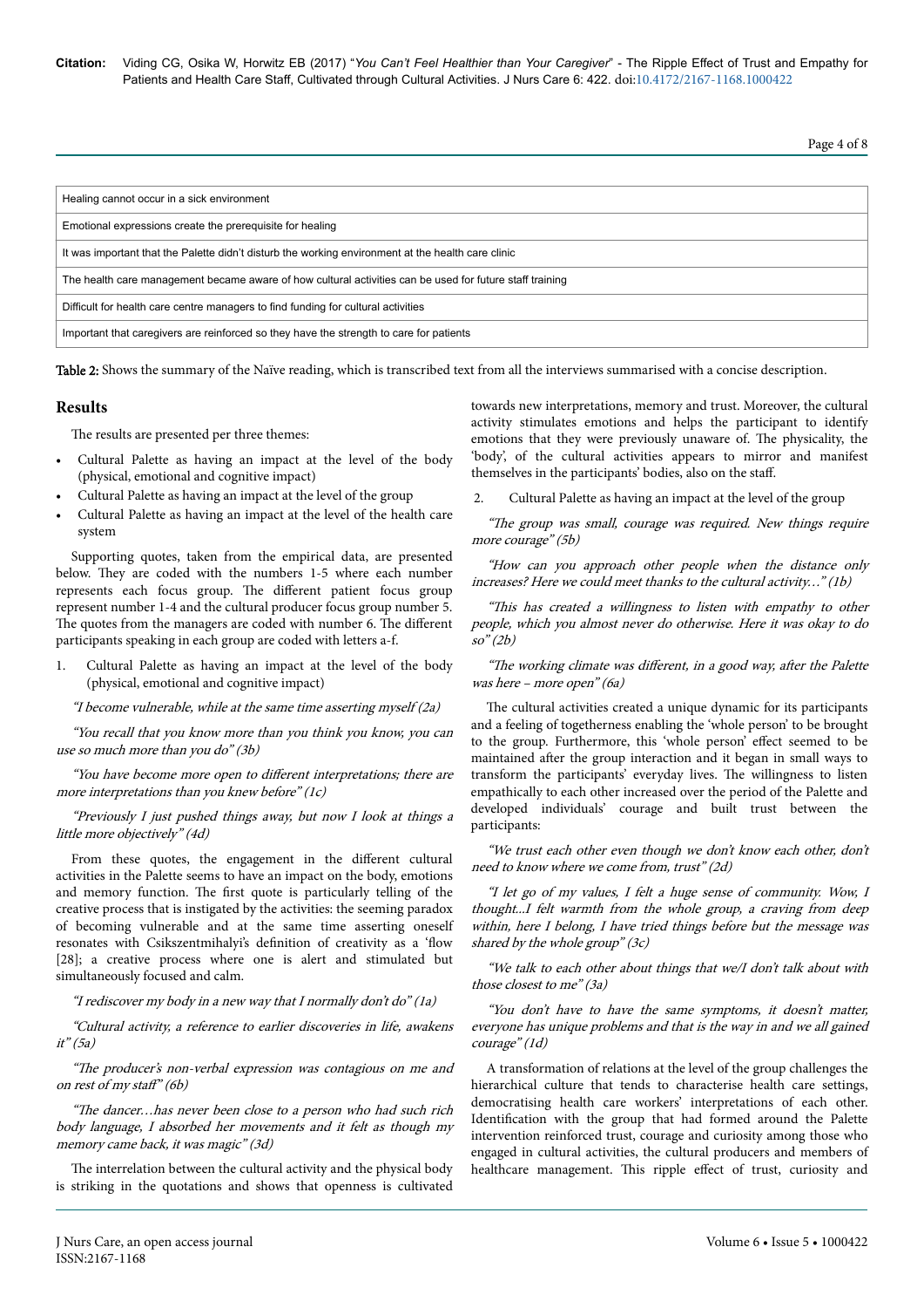| Healing cannot occur in a sick environment |
|---|
| Emotional expressions create the prerequisite for healing |
| It was important that the Palette didn't disturb the working environment at the health care clinic |
| The health care management became aware of how cultural activities can be used for future staff training |
| Difficult for health care centre managers to find funding for cultural activities |
| Important that caregivers are reinforced so they have the strength to care for patients |

**Table 2:** Shows the summary of the Naïve reading, which is transcribed text from all the interviews summarised with a concise description.

## Results

The results are presented per three themes:

- Cultural Palette as having an impact at the level of the body (physical, emotional and cognitive impact)
- Cultural Palette as having an impact at the level of the group
- Cultural Palette as having an impact at the level of the health care system

Supporting quotes, taken from the empirical data, are presented below. They are coded with the numbers 1-5 where each number represents each focus group. The different patient focus group represent number 1-4 and the cultural producer focus group number 5. The quotes from the managers are coded with number 6. The different participants speaking in each group are coded with letters a-f.

1. Cultural Palette as having an impact at the level of the body (physical, emotional and cognitive impact)

*"I become vulnerable, while at the same time asserting myself (2a)*

*"You recall that you know more than you think you know, you can use so much more than you do" (3b)*

*"You have become more open to different interpretations; there are more interpretations than you knew before" (1c)*

*"Previously I just pushed things away, but now I look at things a little more objectively" (4d)*

From these quotes, the engagement in the different cultural activities in the Palette seems to have an impact on the body, emotions and memory function. The first quote is particularly telling of the creative process that is instigated by the activities: the seeming paradox of becoming vulnerable and at the same time asserting oneself resonates with Csikszentmihalyi's definition of creativity as a 'flow [28]; a creative process where one is alert and stimulated but simultaneously focused and calm.

*"I rediscover my body in a new way that I normally don't do" (1a)*

*"Cultural activity, a reference to earlier discoveries in life, awakens it" (5a)*

*"The producer's non-verbal expression was contagious on me and on rest of my staff" (6b)*

*"The dancer…has never been close to a person who had such rich body language, I absorbed her movements and it felt as though my memory came back, it was magic" (3d)*

The interrelation between the cultural activity and the physical body is striking in the quotations and shows that openness is cultivated towards new interpretations, memory and trust. Moreover, the cultural activity stimulates emotions and helps the participant to identify emotions that they were previously unaware of. The physicality, the 'body', of the cultural activities appears to mirror and manifest themselves in the participants' bodies, also on the staff.

2. Cultural Palette as having an impact at the level of the group

*"The group was small, courage was required. New things require more courage" (5b)*

*"How can you approach other people when the distance only increases? Here we could meet thanks to the cultural activity…" (1b)*

*"This has created a willingness to listen with empathy to other people, which you almost never do otherwise. Here it was okay to do so" (2b)*

*"The working climate was different, in a good way, after the Palette was here – more open" (6a)*

The cultural activities created a unique dynamic for its participants and a feeling of togetherness enabling the 'whole person' to be brought to the group. Furthermore, this 'whole person' effect seemed to be maintained after the group interaction and it began in small ways to transform the participants' everyday lives. The willingness to listen empathically to each other increased over the period of the Palette and developed individuals' courage and built trust between the participants:

*"We trust each other even though we don't know each other, don't need to know where we come from, trust" (2d)*

*"I let go of my values, I felt a huge sense of community. Wow, I thought...I felt warmth from the whole group, a craving from deep within, here I belong, I have tried things before but the message was shared by the whole group" (3c)*

*"We talk to each other about things that we/I don't talk about with those closest to me" (3a)*

*"You don't have to have the same symptoms, it doesn't matter, everyone has unique problems and that is the way in and we all gained courage" (1d)*

A transformation of relations at the level of the group challenges the hierarchical culture that tends to characterise health care settings, democratising health care workers' interpretations of each other. Identification with the group that had formed around the Palette intervention reinforced trust, courage and curiosity among those who engaged in cultural activities, the cultural producers and members of healthcare management. This ripple effect of trust, curiosity and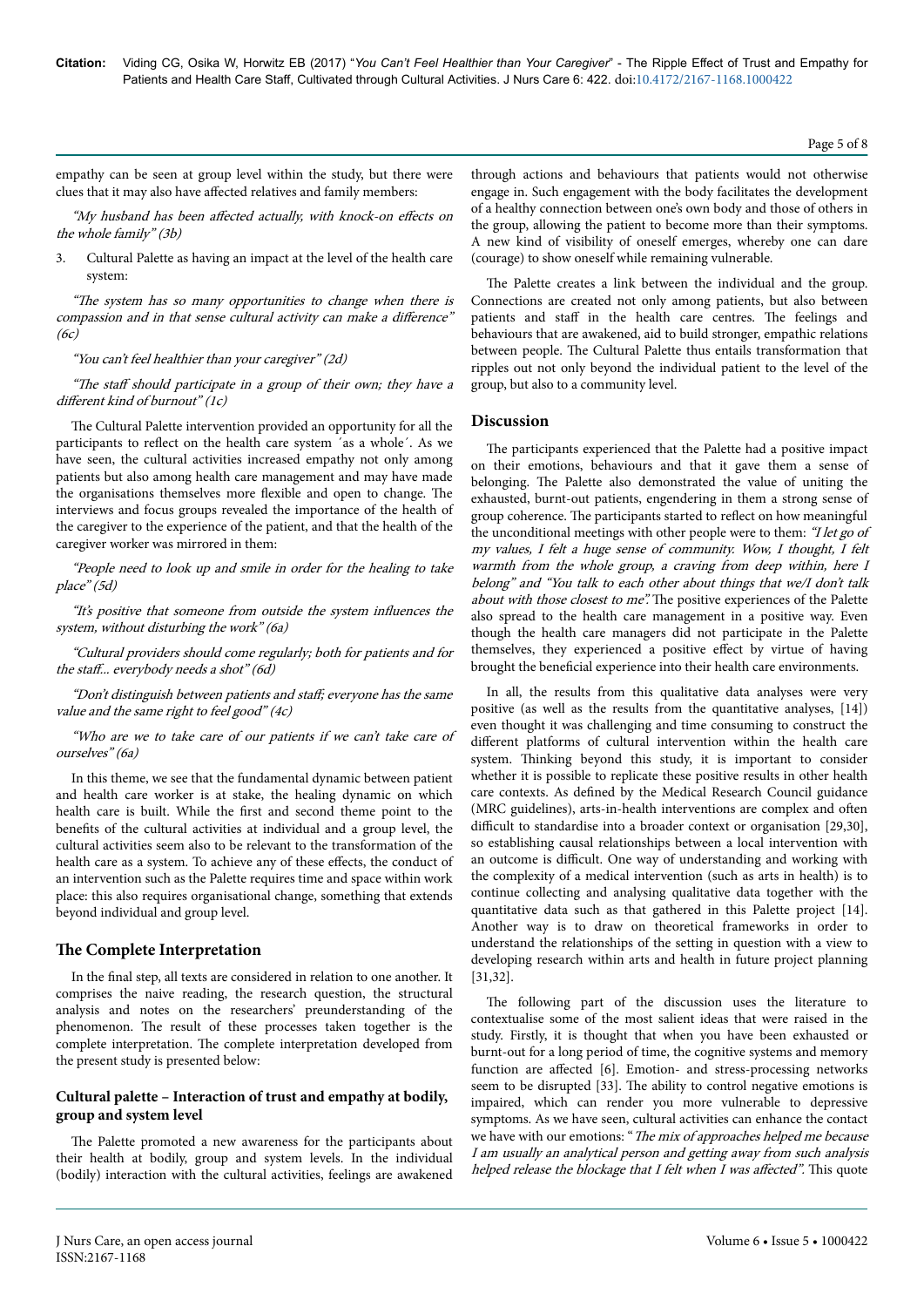empathy can be seen at group level within the study, but there were clues that it may also have affected relatives and family members:

*"My husband has been affected actually, with knock-on effects on the whole family" (3b)*

3. Cultural Palette as having an impact at the level of the health care system:

*"The system has so many opportunities to change when there is compassion and in that sense cultural activity can make a difference" (6c)*

*"You can't feel healthier than your caregiver" (2d)*

*"The staff should participate in a group of their own; they have a different kind of burnout" (1c)*

The Cultural Palette intervention provided an opportunity for all the participants to reflect on the health care system ´as a whole´. As we have seen, the cultural activities increased empathy not only among patients but also among health care management and may have made the organisations themselves more flexible and open to change. The interviews and focus groups revealed the importance of the health of the caregiver to the experience of the patient, and that the health of the caregiver worker was mirrored in them:

*"People need to look up and smile in order for the healing to take place" (5d)*

*"It's positive that someone from outside the system influences the system, without disturbing the work" (6a)*

*"Cultural providers should come regularly; both for patients and for the staff... everybody needs a shot" (6d)*

*"Don't distinguish between patients and staff; everyone has the same value and the same right to feel good" (4c)*

*"Who are we to take care of our patients if we can't take care of ourselves" (6a)*

In this theme, we see that the fundamental dynamic between patient and health care worker is at stake, the healing dynamic on which health care is built. While the first and second theme point to the benefits of the cultural activities at individual and a group level, the cultural activities seem also to be relevant to the transformation of the health care as a system. To achieve any of these effects, the conduct of an intervention such as the Palette requires time and space within work place: this also requires organisational change, something that extends beyond individual and group level.

## The Complete Interpretation

In the final step, all texts are considered in relation to one another. It comprises the naive reading, the research question, the structural analysis and notes on the researchers' preunderstanding of the phenomenon. The result of these processes taken together is the complete interpretation. The complete interpretation developed from the present study is presented below:

### Cultural palette – Interaction of trust and empathy at bodily, group and system level

The Palette promoted a new awareness for the participants about their health at bodily, group and system levels. In the individual (bodily) interaction with the cultural activities, feelings are awakened through actions and behaviours that patients would not otherwise engage in. Such engagement with the body facilitates the development of a healthy connection between one's own body and those of others in the group, allowing the patient to become more than their symptoms. A new kind of visibility of oneself emerges, whereby one can dare (courage) to show oneself while remaining vulnerable.

The Palette creates a link between the individual and the group. Connections are created not only among patients, but also between patients and staff in the health care centres. The feelings and behaviours that are awakened, aid to build stronger, empathic relations between people. The Cultural Palette thus entails transformation that ripples out not only beyond the individual patient to the level of the group, but also to a community level.

## Discussion

The participants experienced that the Palette had a positive impact on their emotions, behaviours and that it gave them a sense of belonging. The Palette also demonstrated the value of uniting the exhausted, burnt-out patients, engendering in them a strong sense of group coherence. The participants started to reflect on how meaningful the unconditional meetings with other people were to them: *"I let go of my values, I felt a huge sense of community. Wow, I thought, I felt warmth from the whole group, a craving from deep within, here I belong"* and *"You talk to each other about things that we/I don't talk about with those closest to me".* The positive experiences of the Palette also spread to the health care management in a positive way. Even though the health care managers did not participate in the Palette themselves, they experienced a positive effect by virtue of having brought the beneficial experience into their health care environments.

In all, the results from this qualitative data analyses were very positive (as well as the results from the quantitative analyses, [14]) even thought it was challenging and time consuming to construct the different platforms of cultural intervention within the health care system. Thinking beyond this study, it is important to consider whether it is possible to replicate these positive results in other health care contexts. As defined by the Medical Research Council guidance (MRC guidelines), arts-in-health interventions are complex and often difficult to standardise into a broader context or organisation [29,30], so establishing causal relationships between a local intervention with an outcome is difficult. One way of understanding and working with the complexity of a medical intervention (such as arts in health) is to continue collecting and analysing qualitative data together with the quantitative data such as that gathered in this Palette project [14]. Another way is to draw on theoretical frameworks in order to understand the relationships of the setting in question with a view to developing research within arts and health in future project planning [31,32].

The following part of the discussion uses the literature to contextualise some of the most salient ideas that were raised in the study. Firstly, it is thought that when you have been exhausted or burnt-out for a long period of time, the cognitive systems and memory function are affected [6]. Emotion- and stress-processing networks seem to be disrupted [33]. The ability to control negative emotions is impaired, which can render you more vulnerable to depressive symptoms. As we have seen, cultural activities can enhance the contact we have with our emotions: "*The mix of approaches helped me because I am usually an analytical person and getting away from such analysis helped release the blockage that I felt when I was affected".* This quote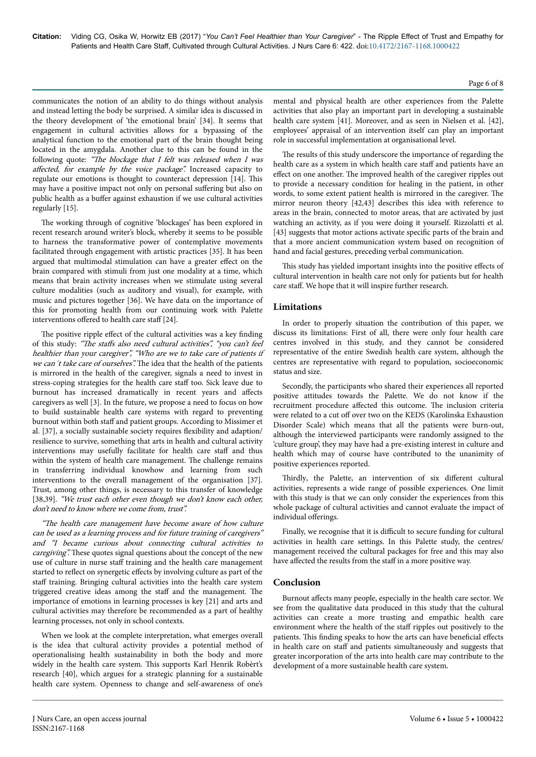communicates the notion of an ability to do things without analysis and instead letting the body be surprised. A similar idea is discussed in the theory development of 'the emotional brain' [34]. It seems that engagement in cultural activities allows for a bypassing of the analytical function to the emotional part of the brain thought being located in the amygdala. Another clue to this can be found in the following quote: *"The blockage that I felt was released when I was affected, for example by the voice package".* Increased capacity to regulate our emotions is thought to counteract depression [14]. This may have a positive impact not only on personal suffering but also on public health as a buffer against exhaustion if we use cultural activities regularly [15].

The working through of cognitive 'blockages' has been explored in recent research around writer's block, whereby it seems to be possible to harness the transformative power of contemplative movements facilitated through engagement with artistic practices [35]. It has been argued that multimodal stimulation can have a greater effect on the brain compared with stimuli from just one modality at a time, which means that brain activity increases when we stimulate using several culture modalities (such as auditory and visual), for example, with music and pictures together [36]. We have data on the importance of this for promoting health from our continuing work with Palette interventions offered to health care staff [24].

The positive ripple effect of the cultural activities was a key finding of this study: *"The staffs also need cultural activities", "you can't feel healthier than your caregiver", "Who are we to take care of patients if we can´t take care of ourselves".* The idea that the health of the patients is mirrored in the health of the caregiver, signals a need to invest in stress-coping strategies for the health care staff too. Sick leave due to burnout has increased dramatically in recent years and affects caregivers as well [3]. In the future, we propose a need to focus on how to build sustainable health care systems with regard to preventing burnout within both staff and patient groups. According to Missimer et al. [37], a socially sustainable society requires flexibility and adaption/resilience to survive, something that arts in health and cultural activity interventions may usefully facilitate for health care staff and thus within the system of health care management. The challenge remains in transferring individual knowhow and learning from such interventions to the overall management of the organisation [37]. Trust, among other things, is necessary to this transfer of knowledge [38,39]. *"We trust each other even though we don't know each other, don't need to know where we come from, trust".*

*"The health care management have become aware of how culture can be used as a learning process and for future training of caregivers" and "I became curious about connecting cultural activities to caregiving".* These quotes signal questions about the concept of the new use of culture in nurse staff training and the health care management started to reflect on synergetic effects by involving culture as part of the staff training. Bringing cultural activities into the health care system triggered creative ideas among the staff and the management. The importance of emotions in learning processes is key [21] and arts and cultural activities may therefore be recommended as a part of healthy learning processes, not only in school contexts.

When we look at the complete interpretation, what emerges overall is the idea that cultural activity provides a potential method of operationalising health sustainability in both the body and more widely in the health care system. This supports Karl Henrik Robèrt's research [40], which argues for a strategic planning for a sustainable health care system. Openness to change and self-awareness of one's mental and physical health are other experiences from the Palette activities that also play an important part in developing a sustainable health care system [41]. Moreover, and as seen in Nielsen et al. [42], employees' appraisal of an intervention itself can play an important role in successful implementation at organisational level.

The results of this study underscore the importance of regarding the health care as a system in which health care staff and patients have an effect on one another. The improved health of the caregiver ripples out to provide a necessary condition for healing in the patient, in other words, to some extent patient health is mirrored in the caregiver. The mirror neuron theory [42,43] describes this idea with reference to areas in the brain, connected to motor areas, that are activated by just watching an activity, as if you were doing it yourself. Rizzolatti et al. [43] suggests that motor actions activate specific parts of the brain and that a more ancient communication system based on recognition of hand and facial gestures, preceding verbal communication.

This study has yielded important insights into the positive effects of cultural intervention in health care not only for patients but for health care staff. We hope that it will inspire further research.

## Limitations

In order to properly situation the contribution of this paper, we discuss its limitations: First of all, there were only four health care centres involved in this study, and they cannot be considered representative of the entire Swedish health care system, although the centres are representative with regard to population, socioeconomic status and size.

Secondly, the participants who shared their experiences all reported positive attitudes towards the Palette. We do not know if the recruitment procedure affected this outcome. The inclusion criteria were related to a cut off over two on the KEDS (Karolinska Exhaustion Disorder Scale) which means that all the patients were burn-out, although the interviewed participants were randomly assigned to the 'culture group', they may have had a pre-existing interest in culture and health which may of course have contributed to the unanimity of positive experiences reported.

Thirdly, the Palette, an intervention of six different cultural activities, represents a wide range of possible experiences. One limit with this study is that we can only consider the experiences from this whole package of cultural activities and cannot evaluate the impact of individual offerings.

Finally, we recognise that it is difficult to secure funding for cultural activities in health care settings. In this Palette study, the centres/management received the cultural packages for free and this may also have affected the results from the staff in a more positive way.

## Conclusion

Burnout affects many people, especially in the health care sector. We see from the qualitative data produced in this study that the cultural activities can create a more trusting and empathic health care environment where the health of the staff ripples out positively to the patients. This finding speaks to how the arts can have beneficial effects in health care on staff and patients simultaneously and suggests that greater incorporation of the arts into health care may contribute to the development of a more sustainable health care system.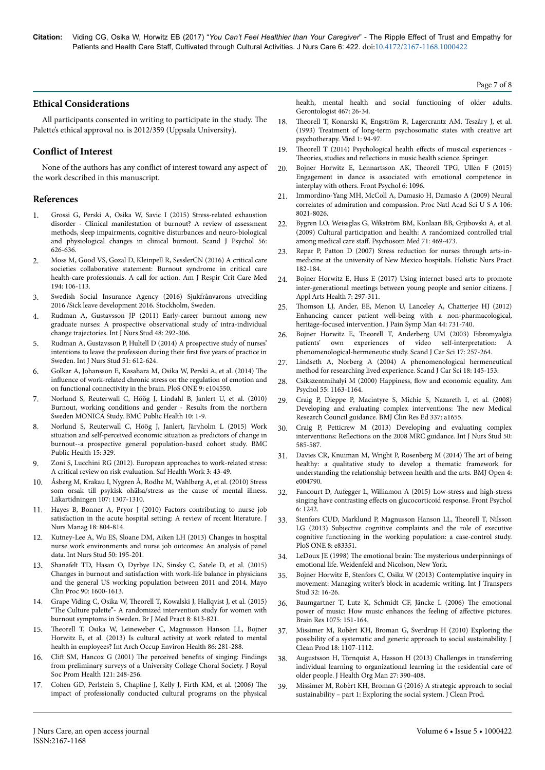## Ethical Considerations

All participants consented in writing to participate in the study. The Palette's ethical approval no. is 2012/359 (Uppsala University).

## Conflict of Interest

None of the authors has any conflict of interest toward any aspect of the work described in this manuscript.

## References

1. Grossi G, Perski A, Osika W, Savic I (2015) Stress-related exhaustion disorder - Clinical manifestation of burnout? A review of assessment methods, sleep impairments, cognitive disturbances and neuro-biological and physiological changes in clinical burnout. Scand J Psychol 56: 626-636.
2. Moss M, Good VS, Gozal D, Kleinpell R, SesslerCN (2016) A critical care societies collaborative statement: Burnout syndrome in critical care health-care professionals. A call for action. Am J Respir Crit Care Med 194: 106-113.
3. Swedish Social Insurance Agency (2016) Sjukfrånvarons utveckling 2016 /Sick leave development 2016. Stockholm, Sweden.
4. Rudman A, Gustavsson JP (2011) Early-career burnout among new graduate nurses: A prospective observational study of intra-individual change trajectories. Int J Nurs Stud 48: 292-306.
5. Rudman A, Gustavsson P, Hultell D (2014) A prospective study of nurses' intentions to leave the profession during their first five years of practice in Sweden. Int J Nurs Stud 51: 612-624.
6. Golkar A, Johansson E, Kasahara M, Osika W, Perski A, et al. (2014) The influence of work-related chronic stress on the regulation of emotion and on functional connectivity in the brain. PloS ONE 9: e104550.
7. Norlund S, Reuterwall C, Höög J, Lindahl B, Janlert U, et al. (2010) Burnout, working conditions and gender - Results from the northern Sweden MONICA Study. BMC Public Health 10: 1-9.
8. Norlund S, Reuterwall C, Höög J, Janlert, Järvholm L (2015) Work situation and self-perceived economic situation as predictors of change in burnout--a prospective general population-based cohort study. BMC Public Health 15: 329.
9. Zoni S, Lucchini RG (2012). European approaches to work-related stress: A critical review on risk evaluation. Saf Health Work 3: 43-49.
10. Åsberg M, Krakau I, Nygren Å, Rodhe M, Wahlberg A, et al. (2010) Stress som orsak till psykisk ohälsa/stress as the cause of mental illness. Läkartidningen 107: 1307-1310.
11. Hayes B, Bonner A, Pryor J (2010) Factors contributing to nurse job satisfaction in the acute hospital setting: A review of recent literature. J Nurs Manag 18: 804-814.
12. Kutney-Lee A, Wu ES, Sloane DM, Aiken LH (2013) Changes in hospital nurse work environments and nurse job outcomes: An analysis of panel data. Int Nurs Stud 50: 195-201.
13. Shanafelt TD, Hasan O, Dyrbye LN, Sinsky C, Satele D, et al. (2015) Changes in burnout and satisfaction with work-life balance in physicians and the general US working population between 2011 and 2014. Mayo Clin Proc 90: 1600-1613.
14. Grape Viding C, Osika W, Theorell T, Kowalski J, Hallqvist J, et al. (2015) "The Culture palette"- A randomized intervention study for women with burnout symptoms in Sweden. Br J Med Pract 8: 813-821.
15. Theorell T, Osika W, Leineweber C, Magnusson Hanson LL, Bojner Horwitz E, et al. (2013) Is cultural activity at work related to mental health in employees? Int Arch Occup Environ Health 86: 281-288.
16. Clift SM, Hancox G (2001) The perceived benefits of singing: Findings from preliminary surveys of a University College Choral Society. J Royal Soc Prom Health 121: 248-256.
17. Cohen GD, Perlstein S, Chapline J, Kelly J, Firth KM, et al. (2006) The impact of professionally conducted cultural programs on the physical health, mental health and social functioning of older adults. Gerontologist 467: 26-34.
18. Theorell T, Konarski K, Engström R, Lagercrantz AM, Teszåry J, et al. (1993) Treatment of long-term psychosomatic states with creative art psychotherapy. Vård 1: 94-97.
19. Theorell T (2014) Psychological health effects of musical experiences - Theories, studies and reflections in music health science. Springer.
20. Bojner Horwitz E, Lennartsson AK, Theorell TPG, Ullén F (2015) Engagement in dance is associated with emotional competence in interplay with others. Front Psychol 6: 1096.
21. Immordino-Yang MH, McColl A, Damasio H, Damasio A (2009) Neural correlates of admiration and compassion. Proc Natl Acad Sci U S A 106: 8021-8026.
22. Bygren LO, Weissglas G, Wikström BM, Konlaan BB, Grjibovski A, et al. (2009) Cultural participation and health: A randomized controlled trial among medical care staff. Psychosom Med 71: 469-473.
23. Repar P, Patton D (2007) Stress reduction for nurses through arts-in-medicine at the university of New Mexico hospitals. Holistic Nurs Pract 182-184.
24. Bojner Horwitz E, Huss E (2017) Using internet based arts to promote inter-generational meetings between young people and senior citizens. J Appl Arts Health 7: 297-311.
25. Thomson LJ, Ander, EE, Menon U, Lanceley A, Chatterjee HJ (2012) Enhancing cancer patient well-being with a non-pharmacological, heritage-focused intervention. J Pain Symp Man 44: 731-740.
26. Bojner Horwitz E, Theorell T, Anderberg UM (2003) Fibromyalgia patients' own experiences of video self-interpretation: A phenomenological-hermeneutic study. Scand J Car Sci 17: 257-264.
27. Lindseth A, Norberg A (2004) A phenomenological hermeneutical method for researching lived experience. Scand J Car Sci 18: 145-153.
28. Csikszentmihalyi M (2000) Happiness, flow and economic equality. Am Psychol 55: 1163-1164.
29. Craig P, Dieppe P, Macintyre S, Michie S, Nazareth I, et al. (2008) Developing and evaluating complex interventions: The new Medical Research Council guidance. BMJ Clin Res Ed 337: a1655.
30. Craig P, Petticrew M (2013) Developing and evaluating complex interventions: Reflections on the 2008 MRC guidance. Int J Nurs Stud 50: 585-587.
31. Davies CR, Knuiman M, Wright P, Rosenberg M (2014) The art of being healthy: a qualitative study to develop a thematic framework for understanding the relationship between health and the arts. BMJ Open 4: e004790.
32. Fancourt D, Aufegger L, Williamon A (2015) Low-stress and high-stress singing have contrasting effects on glucocorticoid response. Front Psychol 6: 1242.
33. Stenfors CUD, Marklund P, Magnusson Hanson LL, Theorell T, Nilsson LG (2013) Subjective cognitive complaints and the role of executive cognitive functioning in the working population: a case-control study. PloS ONE 8: e83351.
34. LeDoux JE (1998) The emotional brain: The mysterious underpinnings of emotional life. Weidenfeld and Nicolson, New York.
35. Bojner Horwitz E, Stenfors C, Osika W (2013) Contemplative inquiry in movement: Managing writer's block in academic writing. Int J Transpers Stud 32: 16-26.
36. Baumgartner T, Lutz K, Schmidt CF, Jäncke L (2006) The emotional power of music: How music enhances the feeling of affective pictures. Brain Res 1075: 151-164.
37. Missimer M, Robèrt KH, Broman G, Sverdrup H (2010) Exploring the possibility of a systematic and generic approach to social sustainability. J Clean Prod 18: 1107-1112.
38. Augustsson H, Törnquist A, Hasson H (2013) Challenges in transferring individual learning to organizational learning in the residential care of older people. J Health Org Man 27: 390-408.
39. Missimer M, Robèrt KH, Broman G (2016) A strategic approach to social sustainability – part 1: Exploring the social system. J Clean Prod.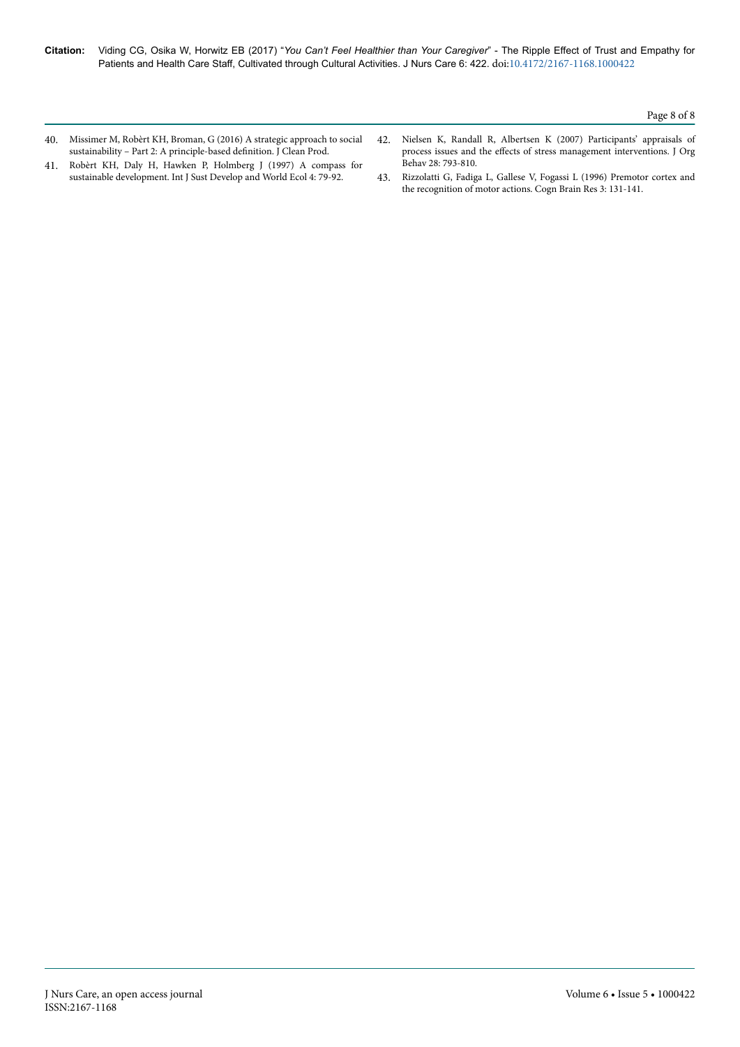40. Missimer M, Robèrt KH, Broman, G (2016) A strategic approach to social sustainability – Part 2: A principle-based definition. J Clean Prod.
41. Robèrt KH, Daly H, Hawken P, Holmberg J (1997) A compass for sustainable development. Int J Sust Develop and World Ecol 4: 79-92.
42. Nielsen K, Randall R, Albertsen K (2007) Participants' appraisals of process issues and the effects of stress management interventions. J Org Behav 28: 793-810.
43. Rizzolatti G, Fadiga L, Gallese V, Fogassi L (1996) Premotor cortex and the recognition of motor actions. Cogn Brain Res 3: 131-141.